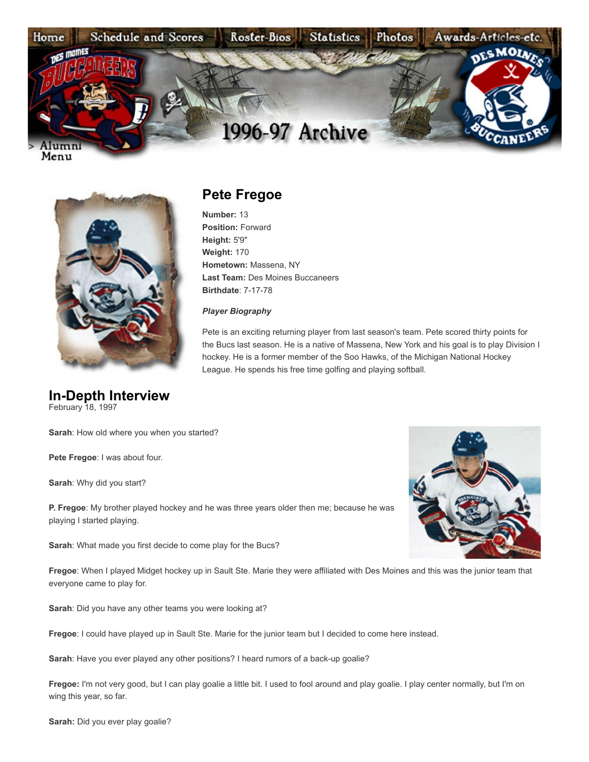Home | Schedule and Scores | Roster-Bios | Statistics | Photos | Awards-Articles-etc.

> Alumni Menu

1996-97 Archive

## Pete Fregoe

**Number:** 13
**Position:** Forward
**Height:** 5'9"
**Weight:** 170
**Hometown:** Massena, NY
**Last Team:** Des Moines Buccaneers
**Birthdate**: 7-17-78

***Player Biography***

Pete is an exciting returning player from last season's team. Pete scored thirty points for the Bucs last season. He is a native of Massena, New York and his goal is to play Division I hockey. He is a former member of the Soo Hawks, of the Michigan National Hockey League. He spends his free time golfing and playing softball.

## In-Depth Interview

February 18, 1997

**Sarah**: How old where you when you started?

**Pete Fregoe**: I was about four.

**Sarah**: Why did you start?

**P. Fregoe**: My brother played hockey and he was three years older then me; because he was playing I started playing.

**Sarah**: What made you first decide to come play for the Bucs?

**Fregoe**: When I played Midget hockey up in Sault Ste. Marie they were affiliated with Des Moines and this was the junior team that everyone came to play for.

**Sarah**: Did you have any other teams you were looking at?

**Fregoe**: I could have played up in Sault Ste. Marie for the junior team but I decided to come here instead.

**Sarah**: Have you ever played any other positions? I heard rumors of a back-up goalie?

**Fregoe:** I'm not very good, but I can play goalie a little bit. I used to fool around and play goalie. I play center normally, but I'm on wing this year, so far.

**Sarah:** Did you ever play goalie?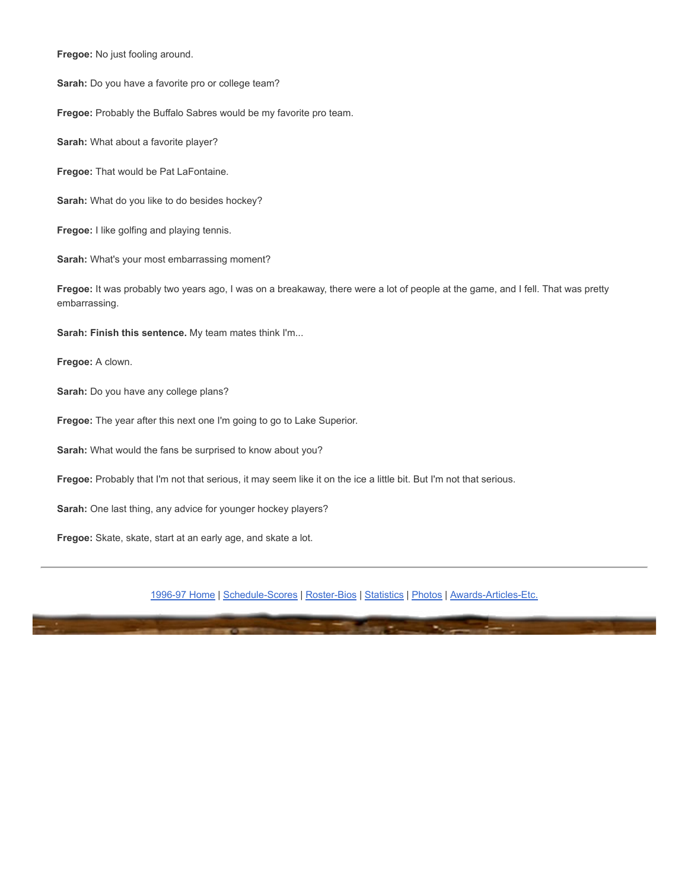**Fregoe:** No just fooling around.

**Sarah:** Do you have a favorite pro or college team?

**Fregoe:** Probably the Buffalo Sabres would be my favorite pro team.

**Sarah:** What about a favorite player?

**Fregoe:** That would be Pat LaFontaine.

**Sarah:** What do you like to do besides hockey?

**Fregoe:** I like golfing and playing tennis.

**Sarah:** What's your most embarrassing moment?

**Fregoe:** It was probably two years ago, I was on a breakaway, there were a lot of people at the game, and I fell. That was pretty embarrassing.

**Sarah: Finish this sentence.** My team mates think I'm...

**Fregoe:** A clown.

**Sarah:** Do you have any college plans?

**Fregoe:** The year after this next one I'm going to go to Lake Superior.

**Sarah:** What would the fans be surprised to know about you?

**Fregoe:** Probably that I'm not that serious, it may seem like it on the ice a little bit. But I'm not that serious.

**Sarah:** One last thing, any advice for younger hockey players?

**Fregoe:** Skate, skate, start at an early age, and skate a lot.

---

1996-97 Home | Schedule-Scores | Roster-Bios | Statistics | Photos | Awards-Articles-Etc.